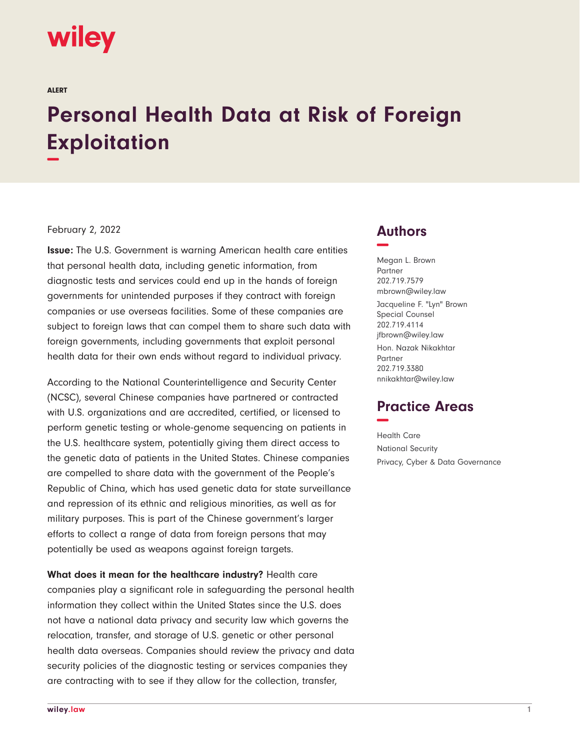wiley

ALERT

# Personal Health Data at Risk of Foreign Exploitation

February 2, 2022

**Issue:** The U.S. Government is warning American health care entities that personal health data, including genetic information, from diagnostic tests and services could end up in the hands of foreign governments for unintended purposes if they contract with foreign companies or use overseas facilities. Some of these companies are subject to foreign laws that can compel them to share such data with foreign governments, including governments that exploit personal health data for their own ends without regard to individual privacy.

According to the National Counterintelligence and Security Center (NCSC), several Chinese companies have partnered or contracted with U.S. organizations and are accredited, certified, or licensed to perform genetic testing or whole-genome sequencing on patients in the U.S. healthcare system, potentially giving them direct access to the genetic data of patients in the United States. Chinese companies are compelled to share data with the government of the People's Republic of China, which has used genetic data for state surveillance and repression of its ethnic and religious minorities, as well as for military purposes. This is part of the Chinese government's larger efforts to collect a range of data from foreign persons that may potentially be used as weapons against foreign targets.

**What does it mean for the healthcare industry?** Health care companies play a significant role in safeguarding the personal health information they collect within the United States since the U.S. does not have a national data privacy and security law which governs the relocation, transfer, and storage of U.S. genetic or other personal health data overseas. Companies should review the privacy and data security policies of the diagnostic testing or services companies they are contracting with to see if they allow for the collection, transfer,

## Authors

Megan L. Brown
Partner
202.719.7579
mbrown@wiley.law

Jacqueline F. "Lyn" Brown
Special Counsel
202.719.4114
jfbrown@wiley.law

Hon. Nazak Nikakhtar
Partner
202.719.3380
nnikakhtar@wiley.law

## Practice Areas

Health Care
National Security
Privacy, Cyber & Data Governance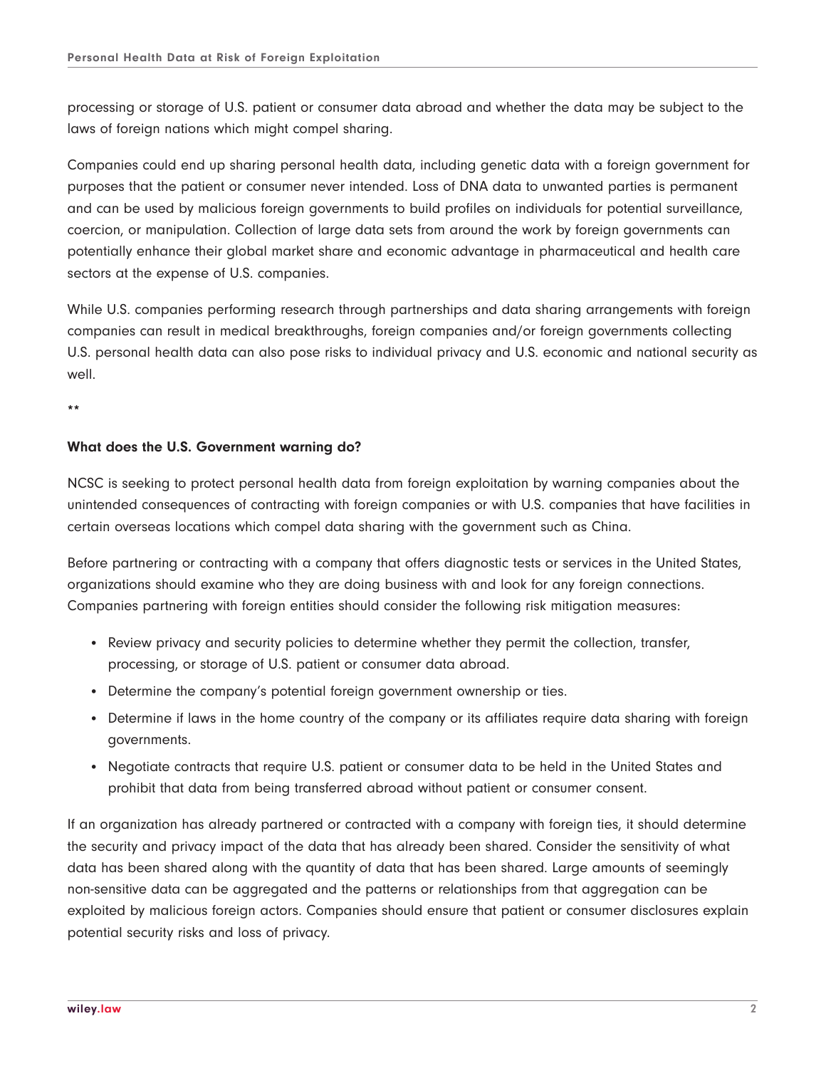processing or storage of U.S. patient or consumer data abroad and whether the data may be subject to the laws of foreign nations which might compel sharing.

Companies could end up sharing personal health data, including genetic data with a foreign government for purposes that the patient or consumer never intended. Loss of DNA data to unwanted parties is permanent and can be used by malicious foreign governments to build profiles on individuals for potential surveillance, coercion, or manipulation. Collection of large data sets from around the work by foreign governments can potentially enhance their global market share and economic advantage in pharmaceutical and health care sectors at the expense of U.S. companies.

While U.S. companies performing research through partnerships and data sharing arrangements with foreign companies can result in medical breakthroughs, foreign companies and/or foreign governments collecting U.S. personal health data can also pose risks to individual privacy and U.S. economic and national security as well.

**

**What does the U.S. Government warning do?**

NCSC is seeking to protect personal health data from foreign exploitation by warning companies about the unintended consequences of contracting with foreign companies or with U.S. companies that have facilities in certain overseas locations which compel data sharing with the government such as China.

Before partnering or contracting with a company that offers diagnostic tests or services in the United States, organizations should examine who they are doing business with and look for any foreign connections. Companies partnering with foreign entities should consider the following risk mitigation measures:

- Review privacy and security policies to determine whether they permit the collection, transfer, processing, or storage of U.S. patient or consumer data abroad.
- Determine the company's potential foreign government ownership or ties.
- Determine if laws in the home country of the company or its affiliates require data sharing with foreign governments.
- Negotiate contracts that require U.S. patient or consumer data to be held in the United States and prohibit that data from being transferred abroad without patient or consumer consent.

If an organization has already partnered or contracted with a company with foreign ties, it should determine the security and privacy impact of the data that has already been shared. Consider the sensitivity of what data has been shared along with the quantity of data that has been shared. Large amounts of seemingly non-sensitive data can be aggregated and the patterns or relationships from that aggregation can be exploited by malicious foreign actors. Companies should ensure that patient or consumer disclosures explain potential security risks and loss of privacy.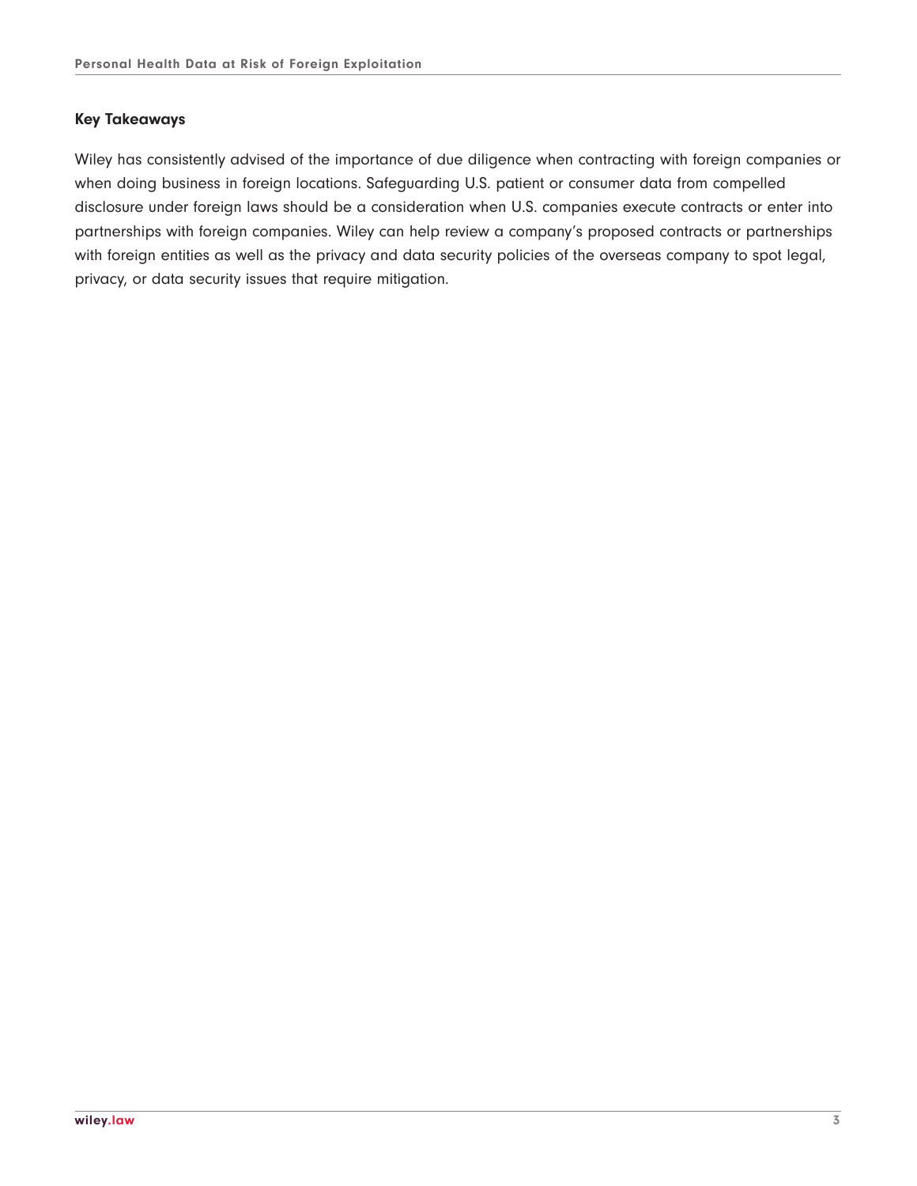### Key Takeaways

Wiley has consistently advised of the importance of due diligence when contracting with foreign companies or when doing business in foreign locations. Safeguarding U.S. patient or consumer data from compelled disclosure under foreign laws should be a consideration when U.S. companies execute contracts or enter into partnerships with foreign companies. Wiley can help review a company's proposed contracts or partnerships with foreign entities as well as the privacy and data security policies of the overseas company to spot legal, privacy, or data security issues that require mitigation.